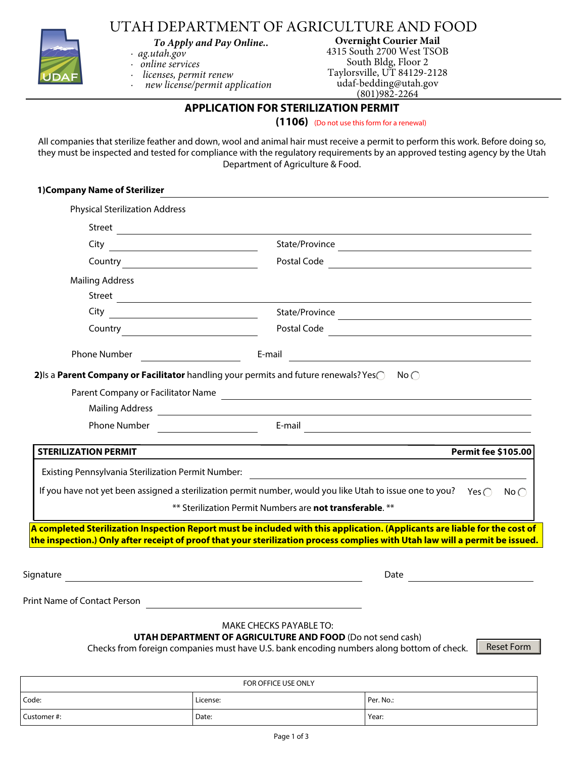# UTAH DEPARTMENT OF AGRICULTURE AND FOOD

***To Apply and Pay Online..***

- *ag.utah.gov*
- *online services*
- *licenses, permit renew*
- *new license/permit application*

**Overnight Courier Mail**
4315 South 2700 West TSOB
South Bldg, Floor 2
Taylorsville, UT 84129-2128
udaf-bedding@utah.gov
(801)982-2264

## APPLICATION FOR STERILIZATION PERMIT

**(1106)** (Do not use this form for a renewal)

All companies that sterilize feather and down, wool and animal hair must receive a permit to perform this work. Before doing so, they must be inspected and tested for compliance with the regulatory requirements by an approved testing agency by the Utah Department of Agriculture & Food.

**1)Company Name of Sterilizer** ______________________________

Physical Sterilization Address

Street ______________________________

City ______________ State/Province ______________

Country ______________ Postal Code ______________

Mailing Address

Street ______________________________

City ______________ State/Province ______________

Country ______________ Postal Code ______________

Phone Number ______________ E-mail ______________

**2)**Is a **Parent Company or Facilitator** handling your permits and future renewals? Yes ◯ No ◯

Parent Company or Facilitator Name ______________________________

Mailing Address ______________________________

Phone Number ______________ E-mail ______________

| **STERILIZATION PERMIT** | **Permit fee $105.00** |
|---|---|
| Existing Pennsylvania Sterilization Permit Number: ______________ | |
| If you have not yet been assigned a sterilization permit number, would you like Utah to issue one to you? Yes ◯ No ◯ | |
| ** Sterilization Permit Numbers are **not transferable**. ** | |

**A completed Sterilization Inspection Report must be included with this application. (Applicants are liable for the cost of the inspection.) Only after receipt of proof that your sterilization process complies with Utah law will a permit be issued.**

Signature ______________________________ Date ______________

Print Name of Contact Person ______________________________

MAKE CHECKS PAYABLE TO:
**UTAH DEPARTMENT OF AGRICULTURE AND FOOD** (Do not send cash)
Checks from foreign companies must have U.S. bank encoding numbers along bottom of check.

Reset Form

| FOR OFFICE USE ONLY | | |
|---|---|---|
| Code: | License: | Per. No.: |
| Customer #: | Date: | Year: |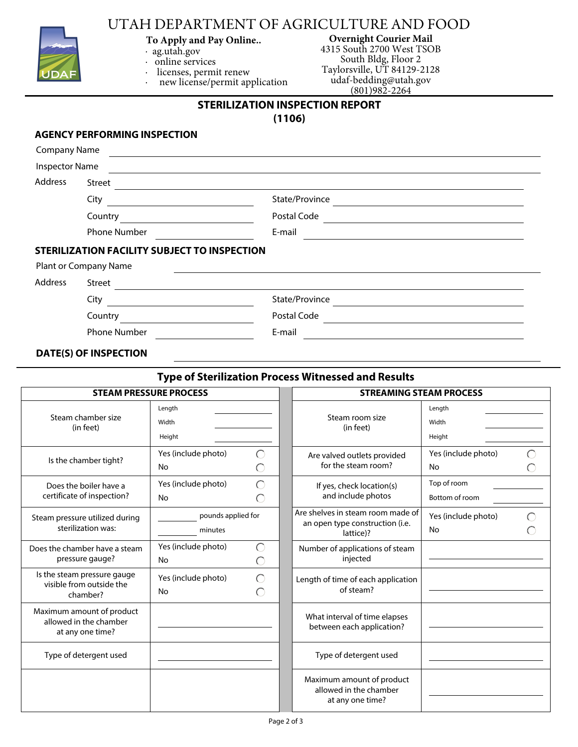# UTAH DEPARTMENT OF AGRICULTURE AND FOOD

**To Apply and Pay Online..**
- ag.utah.gov
- online services
- licenses, permit renew
- new license/permit application

**Overnight Courier Mail**
4315 South 2700 West TSOB
South Bldg, Floor 2
Taylorsville, UT 84129-2128
udaf-bedding@utah.gov
(801)982-2264

## STERILIZATION INSPECTION REPORT
## (1106)

### AGENCY PERFORMING INSPECTION

Company Name ______________________

Inspector Name ______________________

Address
Street ______________________
City ______________________ State/Province ______________________
Country ______________________ Postal Code ______________________
Phone Number ______________________ E-mail ______________________

### STERILIZATION FACILITY SUBJECT TO INSPECTION

Plant or Company Name ______________________

Address
Street ______________________
City ______________________ State/Province ______________________
Country ______________________ Postal Code ______________________
Phone Number ______________________ E-mail ______________________

### DATE(S) OF INSPECTION ______________________

## Type of Sterilization Process Witnessed and Results

| STEAM PRESSURE PROCESS | | STREAMING STEAM PROCESS | |
|---|---|---|---|
| Steam chamber size (in feet) | Length ____<br>Width ____<br>Height ____ | Steam room size (in feet) | Length ____<br>Width ____<br>Height ____ |
| Is the chamber tight? | Yes (include photo) ◯<br>No ◯ | Are valved outlets provided for the steam room? | Yes (include photo) ◯<br>No ◯ |
| Does the boiler have a certificate of inspection? | Yes (include photo) ◯<br>No ◯ | If yes, check location(s) and include photos | Top of room ____<br>Bottom of room ____ |
| Steam pressure utilized during sterilization was: | ____ pounds applied for<br>____ minutes | Are shelves in steam room made of an open type construction (i.e. lattice)? | Yes (include photo) ◯<br>No ◯ |
| Does the chamber have a steam pressure gauge? | Yes (include photo) ◯<br>No ◯ | Number of applications of steam injected | ____ |
| Is the steam pressure gauge visible from outside the chamber? | Yes (include photo) ◯<br>No ◯ | Length of time of each application of steam? | ____ |
| Maximum amount of product allowed in the chamber at any one time? | ____ | What interval of time elapses between each application? | ____ |
| Type of detergent used | ____ | Type of detergent used | ____ |
| | | Maximum amount of product allowed in the chamber at any one time? | ____ |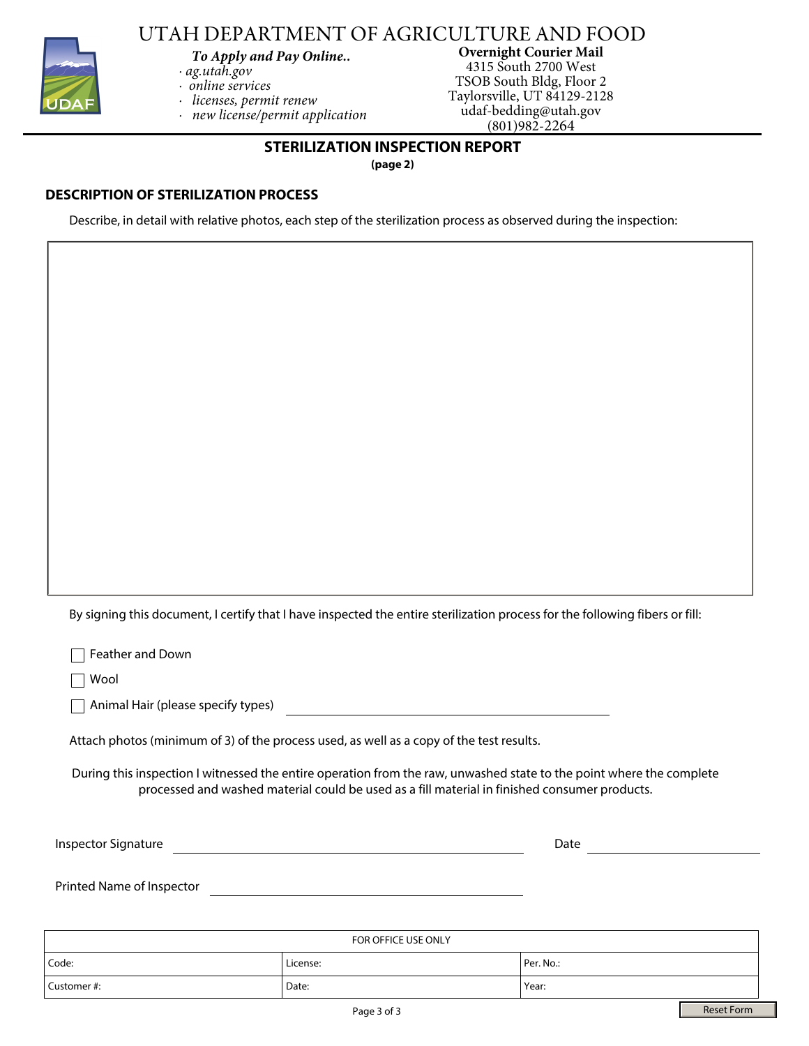# UTAH DEPARTMENT OF AGRICULTURE AND FOOD

***To Apply and Pay Online..***
- *ag.utah.gov*
- *online services*
- *licenses, permit renew*
- *new license/permit application*

**Overnight Courier Mail**
4315 South 2700 West
TSOB South Bldg, Floor 2
Taylorsville, UT 84129-2128
udaf-bedding@utah.gov
(801)982-2264

## STERILIZATION INSPECTION REPORT

**(page 2)**

### DESCRIPTION OF STERILIZATION PROCESS

Describe, in detail with relative photos, each step of the sterilization process as observed during the inspection:

By signing this document, I certify that I have inspected the entire sterilization process for the following fibers or fill:

- ☐ Feather and Down
- ☐ Wool
- ☐ Animal Hair (please specify types) ______________________

Attach photos (minimum of 3) of the process used, as well as a copy of the test results.

During this inspection I witnessed the entire operation from the raw, unwashed state to the point where the complete processed and washed material could be used as a fill material in finished consumer products.

Inspector Signature ______________________ Date ______________

Printed Name of Inspector ______________________

| FOR OFFICE USE ONLY | | |
|---|---|---|
| Code: | License: | Per. No.: |
| Customer #: | Date: | Year: |

Reset Form